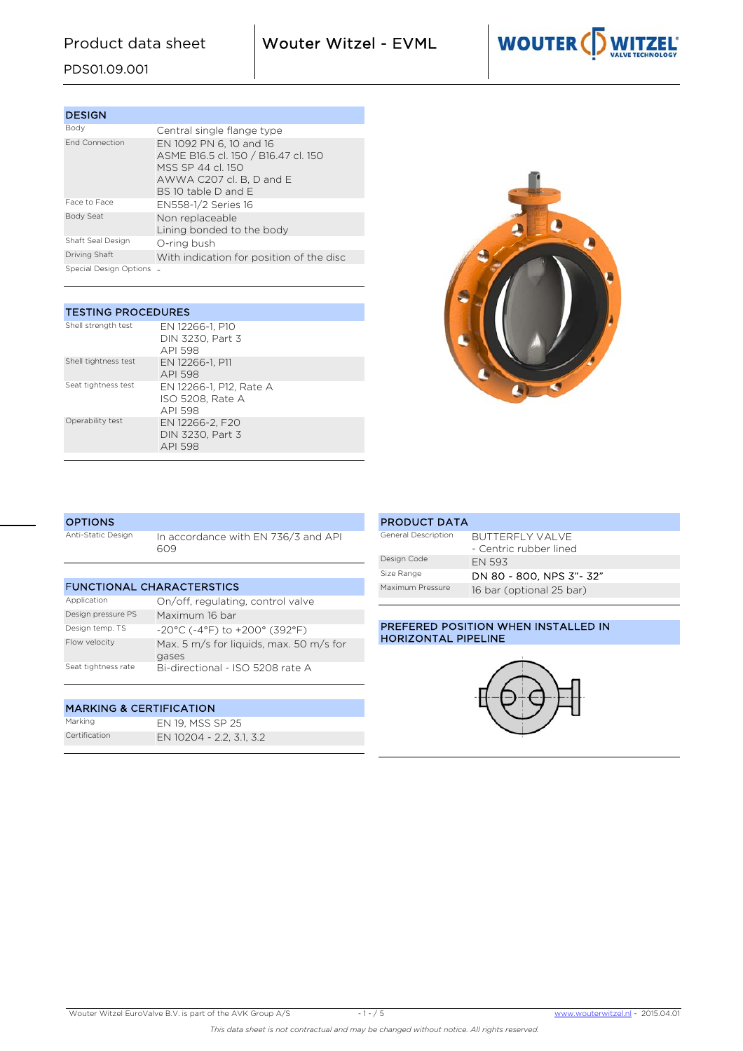# Product data sheet

PDS01.09.001

## Wouter Witzel - EVML

| DESIGN | |
|---|---|
| Body | Central single flange type |
| End Connection | EN 1092 PN 6, 10 and 16<br>ASME B16.5 cl. 150 / B16.47 cl. 150<br>MSS SP 44 cl. 150<br>AWWA C207 cl. B, D and E<br>BS 10 table D and E |
| Face to Face | EN558-1/2 Series 16 |
| Body Seat | Non replaceable<br>Lining bonded to the body |
| Shaft Seal Design | O-ring bush |
| Driving Shaft | With indication for position of the disc |
| Special Design Options | - |

| TESTING PROCEDURES | |
|---|---|
| Shell strength test | EN 12266-1, P10<br>DIN 3230, Part 3<br>API 598 |
| Shell tightness test | EN 12266-1, P11<br>API 598 |
| Seat tightness test | EN 12266-1, P12, Rate A<br>ISO 5208, Rate A<br>API 598 |
| Operability test | EN 12266-2, F20<br>DIN 3230, Part 3<br>API 598 |

| OPTIONS | |
|---|---|
| Anti-Static Design | In accordance with EN 736/3 and API 609 |

| FUNCTIONAL CHARACTERSTICS | |
|---|---|
| Application | On/off, regulating, control valve |
| Design pressure PS | Maximum 16 bar |
| Design temp. TS | -20°C (-4°F) to +200° (392°F) |
| Flow velocity | Max. 5 m/s for liquids, max. 50 m/s for gases |
| Seat tightness rate | Bi-directional - ISO 5208 rate A |

| MARKING & CERTIFICATION | |
|---|---|
| Marking | EN 19, MSS SP 25 |
| Certification | EN 10204 - 2.2, 3.1, 3.2 |

| PRODUCT DATA | |
|---|---|
| General Description | BUTTERFLY VALVE<br>- Centric rubber lined |
| Design Code | EN 593 |
| Size Range | DN 80 - 800, NPS 3"- 32" |
| Maximum Pressure | 16 bar (optional 25 bar) |

### PREFERED POSITION WHEN INSTALLED IN HORIZONTAL PIPELINE

Wouter Witzel EuroValve B.V. is part of the AVK Group A/S

www.wouterwitzel.nl - 2015.04.01

*This data sheet is not contractual and may be changed without notice. All rights reserved.*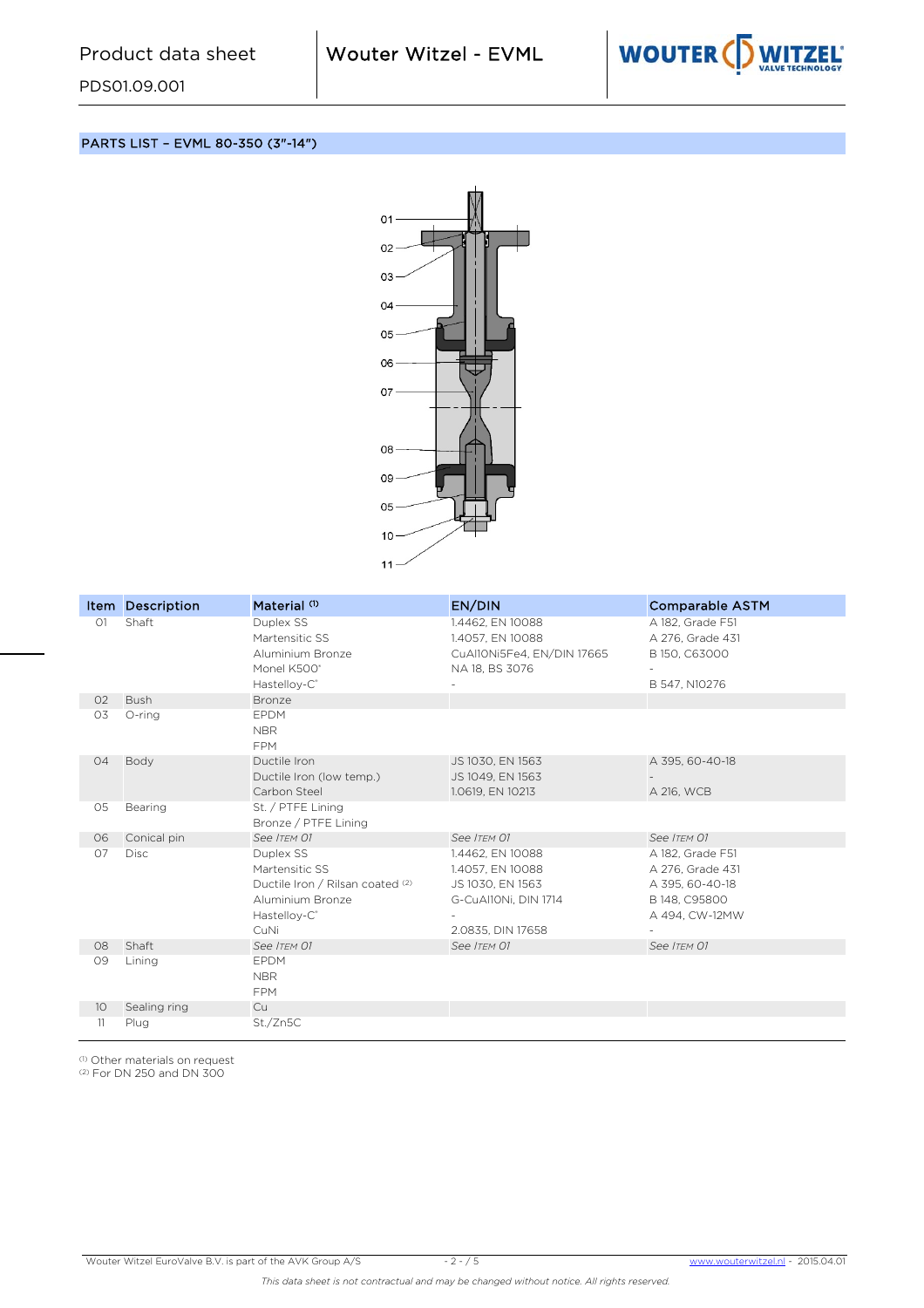## PARTS LIST – EVML 80-350 (3"-14")

| Item | Description | Material [1] | EN/DIN | Comparable ASTM |
|---|---|---|---|---|
| 01 | Shaft | Duplex SS | 1.4462, EN 10088 | A 182, Grade F51 |
| | | Martensitic SS | 1.4057, EN 10088 | A 276, Grade 431 |
| | | Aluminium Bronze | CuAl10Ni5Fe4, EN/DIN 17665 | B 150, C63000 |
| | | Monel K500® | NA 18, BS 3076 | - |
| | | Hastelloy-C® | - | B 547, N10276 |
| 02 | Bush | Bronze | | |
| 03 | O-ring | EPDM | | |
| | | NBR | | |
| | | FPM | | |
| 04 | Body | Ductile Iron | JS 1030, EN 1563 | A 395, 60-40-18 |
| | | Ductile Iron (low temp.) | JS 1049, EN 1563 | - |
| | | Carbon Steel | 1.0619, EN 10213 | A 216, WCB |
| 05 | Bearing | St. / PTFE Lining | | |
| | | Bronze / PTFE Lining | | |
| 06 | Conical pin | *See Item 01* | *See Item 01* | *See Item 01* |
| 07 | Disc | Duplex SS | 1.4462, EN 10088 | A 182, Grade F51 |
| | | Martensitic SS | 1.4057, EN 10088 | A 276, Grade 431 |
| | | Ductile Iron / Rilsan coated [2] | JS 1030, EN 1563 | A 395, 60-40-18 |
| | | Aluminium Bronze | G-CuAl10Ni, DIN 1714 | B 148, C95800 |
| | | Hastelloy-C® | - | A 494, CW-12MW |
| | | CuNi | 2.0835, DIN 17658 | - |
| 08 | Shaft | *See Item 01* | *See Item 01* | *See Item 01* |
| 09 | Lining | EPDM | | |
| | | NBR | | |
| | | FPM | | |
| 10 | Sealing ring | Cu | | |
| 11 | Plug | St./Zn5C | | |

[1] Other materials on request
[2] For DN 250 and DN 300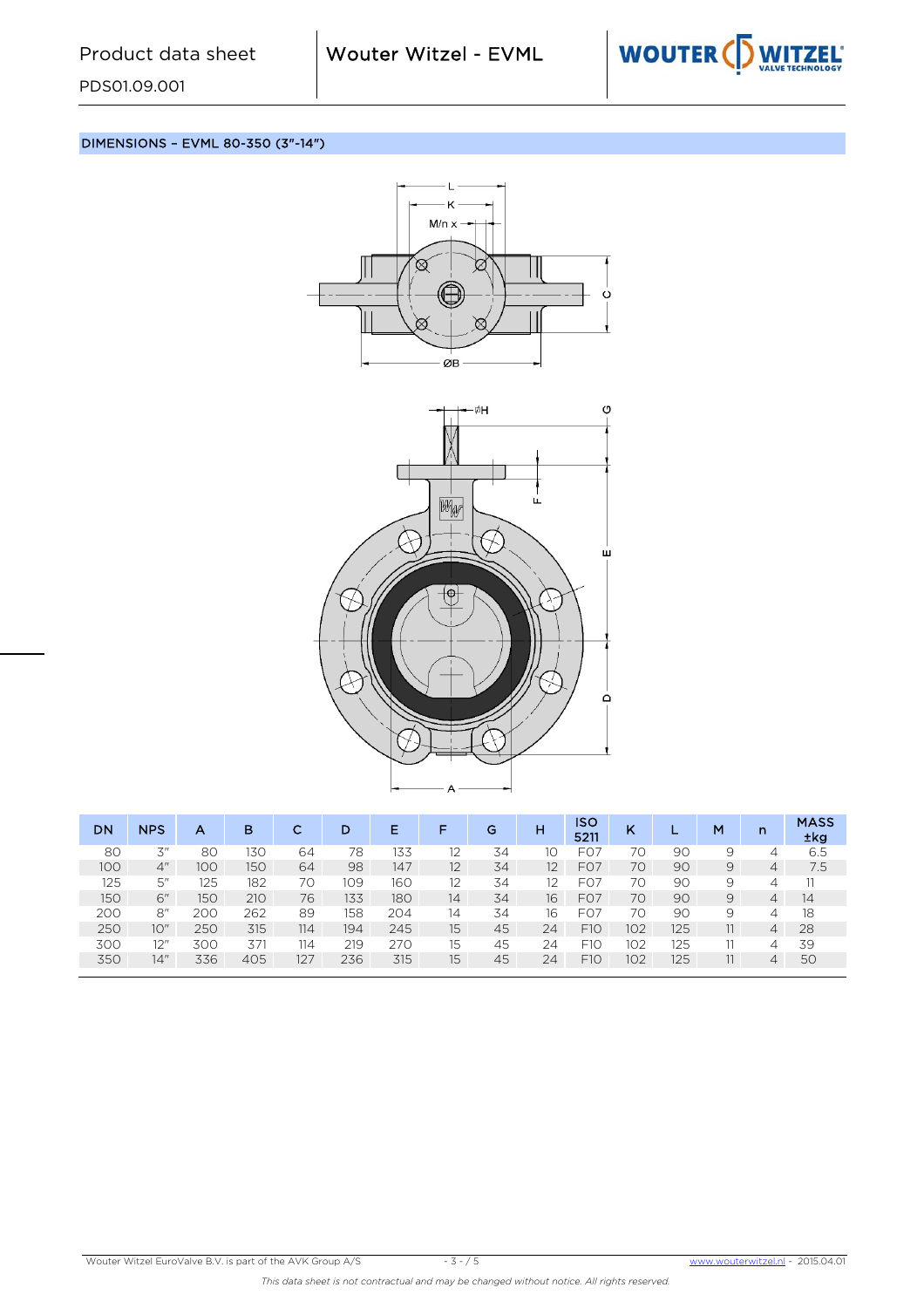## DIMENSIONS – EVML 80-350 (3"-14")

| DN | NPS | A | B | C | D | E | F | G | H | ISO 5211 | K | L | M | n | MASS ±kg |
|---|---|---|---|---|---|---|---|---|---|---|---|---|---|---|---|
| 80 | 3" | 80 | 130 | 64 | 78 | 133 | 12 | 34 | 10 | F07 | 70 | 90 | 9 | 4 | 6.5 |
| 100 | 4" | 100 | 150 | 64 | 98 | 147 | 12 | 34 | 12 | F07 | 70 | 90 | 9 | 4 | 7.5 |
| 125 | 5" | 125 | 182 | 70 | 109 | 160 | 12 | 34 | 12 | F07 | 70 | 90 | 9 | 4 | 11 |
| 150 | 6" | 150 | 210 | 76 | 133 | 180 | 14 | 34 | 16 | F07 | 70 | 90 | 9 | 4 | 14 |
| 200 | 8" | 200 | 262 | 89 | 158 | 204 | 14 | 34 | 16 | F07 | 70 | 90 | 9 | 4 | 18 |
| 250 | 10" | 250 | 315 | 114 | 194 | 245 | 15 | 45 | 24 | F10 | 102 | 125 | 11 | 4 | 28 |
| 300 | 12" | 300 | 371 | 114 | 219 | 270 | 15 | 45 | 24 | F10 | 102 | 125 | 11 | 4 | 39 |
| 350 | 14" | 336 | 405 | 127 | 236 | 315 | 15 | 45 | 24 | F10 | 102 | 125 | 11 | 4 | 50 |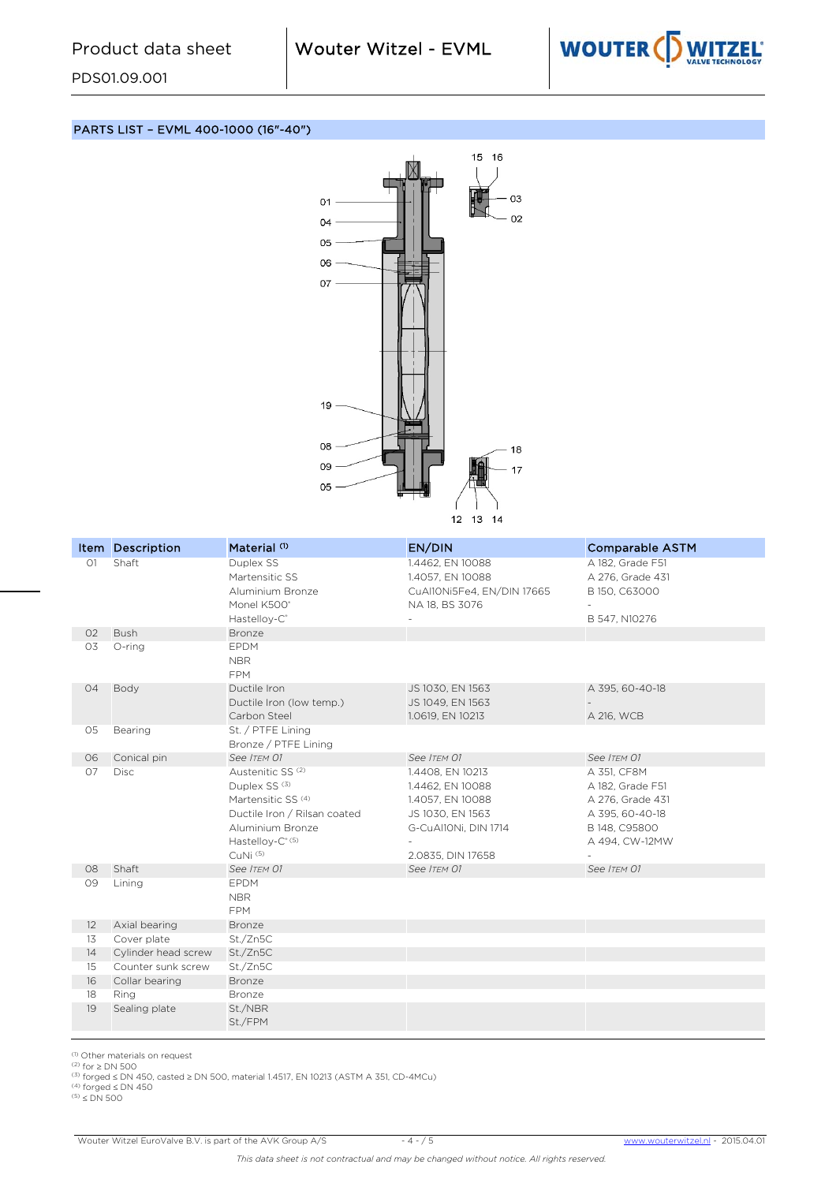## PARTS LIST – EVML 400-1000 (16"-40")

| Item | Description | Material [1] | EN/DIN | Comparable ASTM |
|---|---|---|---|---|
| 01 | Shaft | Duplex SS | 1.4462, EN 10088 | A 182, Grade F51 |
| | | Martensitic SS | 1.4057, EN 10088 | A 276, Grade 431 |
| | | Aluminium Bronze | CuAl10Ni5Fe4, EN/DIN 17665 | B 150, C63000 |
| | | Monel K500® | NA 18, BS 3076 | - |
| | | Hastelloy-C® | - | B 547, N10276 |
| 02 | Bush | Bronze | | |
| 03 | O-ring | EPDM | | |
| | | NBR | | |
| | | FPM | | |
| 04 | Body | Ductile Iron | JS 1030, EN 1563 | A 395, 60-40-18 |
| | | Ductile Iron (low temp.) | JS 1049, EN 1563 | - |
| | | Carbon Steel | 1.0619, EN 10213 | A 216, WCB |
| 05 | Bearing | St. / PTFE Lining | | |
| | | Bronze / PTFE Lining | | |
| 06 | Conical pin | *See Item 01* | *See Item 01* | *See Item 01* |
| 07 | Disc | Austenitic SS [2] | 1.4408, EN 10213 | A 351, CF8M |
| | | Duplex SS [3] | 1.4462, EN 10088 | A 182, Grade F51 |
| | | Martensitic SS [4] | 1.4057, EN 10088 | A 276, Grade 431 |
| | | Ductile Iron / Rilsan coated | JS 1030, EN 1563 | A 395, 60-40-18 |
| | | Aluminium Bronze | G-CuAl10Ni, DIN 1714 | B 148, C95800 |
| | | Hastelloy-C® [5] | - | A 494, CW-12MW |
| | | CuNi [5] | 2.0835, DIN 17658 | - |
| 08 | Shaft | *See Item 01* | *See Item 01* | *See Item 01* |
| 09 | Lining | EPDM | | |
| | | NBR | | |
| | | FPM | | |
| 12 | Axial bearing | Bronze | | |
| 13 | Cover plate | St./Zn5C | | |
| 14 | Cylinder head screw | St./Zn5C | | |
| 15 | Counter sunk screw | St./Zn5C | | |
| 16 | Collar bearing | Bronze | | |
| 18 | Ring | Bronze | | |
| 19 | Sealing plate | St./NBR | | |
| | | St./FPM | | |

[1] Other materials on request
[2] for ≥ DN 500
[3] forged ≤ DN 450, casted ≥ DN 500, material 1.4517, EN 10213 (ASTM A 351, CD-4MCu)
[4] forged ≤ DN 450
[5] ≤ DN 500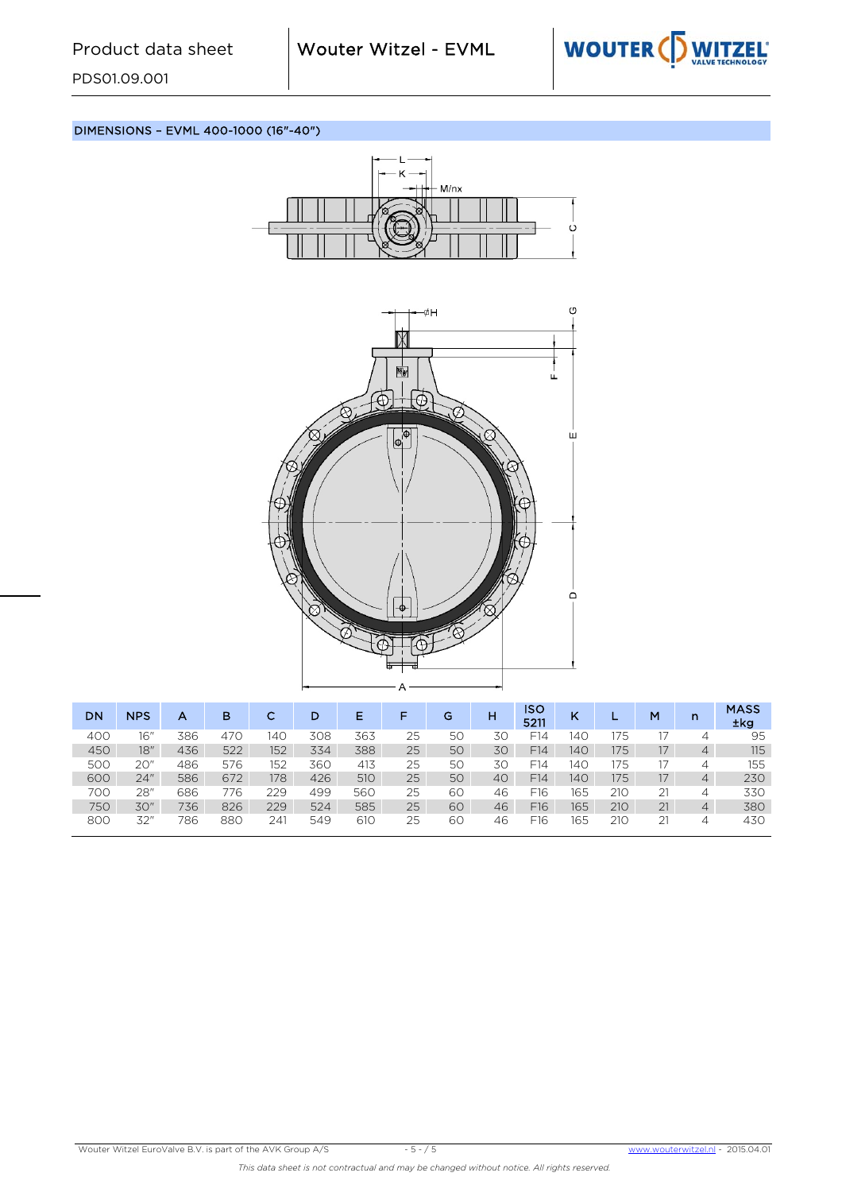## DIMENSIONS – EVML 400-1000 (16"-40")

L
K
M/nx
C
ØH
G
F
E
D
A

| DN | NPS | A | B | C | D | E | F | G | H | ISO 5211 | K | L | M | n | MASS ±kg |
|---|---|---|---|---|---|---|---|---|---|---|---|---|---|---|---|
| 400 | 16" | 386 | 470 | 140 | 308 | 363 | 25 | 50 | 30 | F14 | 140 | 175 | 17 | 4 | 95 |
| 450 | 18" | 436 | 522 | 152 | 334 | 388 | 25 | 50 | 30 | F14 | 140 | 175 | 17 | 4 | 115 |
| 500 | 20" | 486 | 576 | 152 | 360 | 413 | 25 | 50 | 30 | F14 | 140 | 175 | 17 | 4 | 155 |
| 600 | 24" | 586 | 672 | 178 | 426 | 510 | 25 | 50 | 40 | F14 | 140 | 175 | 17 | 4 | 230 |
| 700 | 28" | 686 | 776 | 229 | 499 | 560 | 25 | 60 | 46 | F16 | 165 | 210 | 21 | 4 | 330 |
| 750 | 30" | 736 | 826 | 229 | 524 | 585 | 25 | 60 | 46 | F16 | 165 | 210 | 21 | 4 | 380 |
| 800 | 32" | 786 | 880 | 241 | 549 | 610 | 25 | 60 | 46 | F16 | 165 | 210 | 21 | 4 | 430 |

Wouter Witzel EuroValve B.V. is part of the AVK Group A/S

www.wouterwitzel.nl - 2015.04.01

*This data sheet is not contractual and may be changed without notice. All rights reserved.*